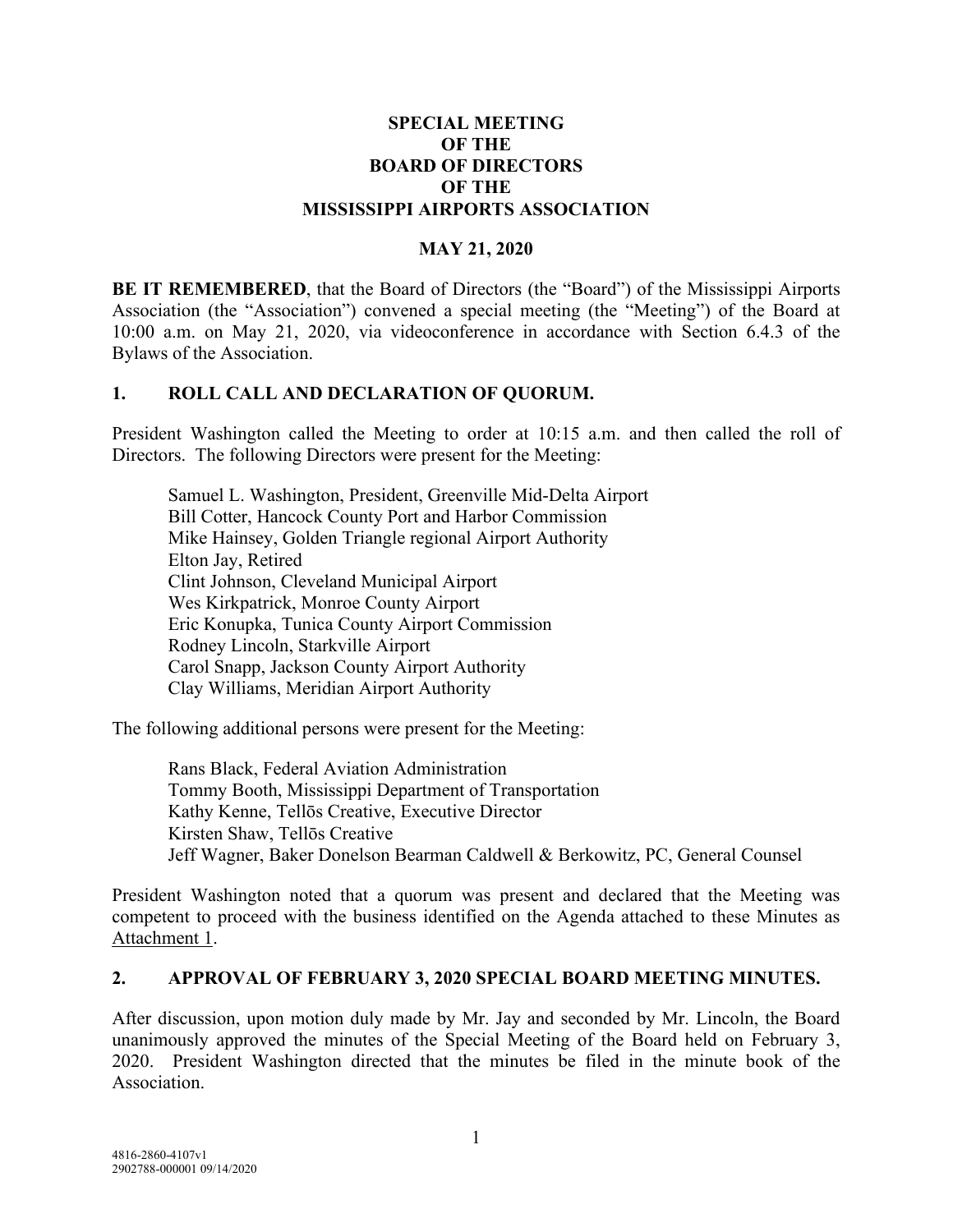# SPECIAL MEETING OF THE BOARD OF DIRECTORS OF THE MISSISSIPPI AIRPORTS ASSOCIATION

**MAY 21, 2020**

**BE IT REMEMBERED**, that the Board of Directors (the "Board") of the Mississippi Airports Association (the "Association") convened a special meeting (the "Meeting") of the Board at 10:00 a.m. on May 21, 2020, via videoconference in accordance with Section 6.4.3 of the Bylaws of the Association.

## 1. ROLL CALL AND DECLARATION OF QUORUM.

President Washington called the Meeting to order at 10:15 a.m. and then called the roll of Directors. The following Directors were present for the Meeting:

> Samuel L. Washington, President, Greenville Mid-Delta Airport
> Bill Cotter, Hancock County Port and Harbor Commission
> Mike Hainsey, Golden Triangle regional Airport Authority
> Elton Jay, Retired
> Clint Johnson, Cleveland Municipal Airport
> Wes Kirkpatrick, Monroe County Airport
> Eric Konupka, Tunica County Airport Commission
> Rodney Lincoln, Starkville Airport
> Carol Snapp, Jackson County Airport Authority
> Clay Williams, Meridian Airport Authority

The following additional persons were present for the Meeting:

> Rans Black, Federal Aviation Administration
> Tommy Booth, Mississippi Department of Transportation
> Kathy Kenne, Tellōs Creative, Executive Director
> Kirsten Shaw, Tellōs Creative
> Jeff Wagner, Baker Donelson Bearman Caldwell & Berkowitz, PC, General Counsel

President Washington noted that a quorum was present and declared that the Meeting was competent to proceed with the business identified on the Agenda attached to these Minutes as Attachment 1.

## 2. APPROVAL OF FEBRUARY 3, 2020 SPECIAL BOARD MEETING MINUTES.

After discussion, upon motion duly made by Mr. Jay and seconded by Mr. Lincoln, the Board unanimously approved the minutes of the Special Meeting of the Board held on February 3, 2020. President Washington directed that the minutes be filed in the minute book of the Association.

4816-2860-4107v1
2902788-000001 09/14/2020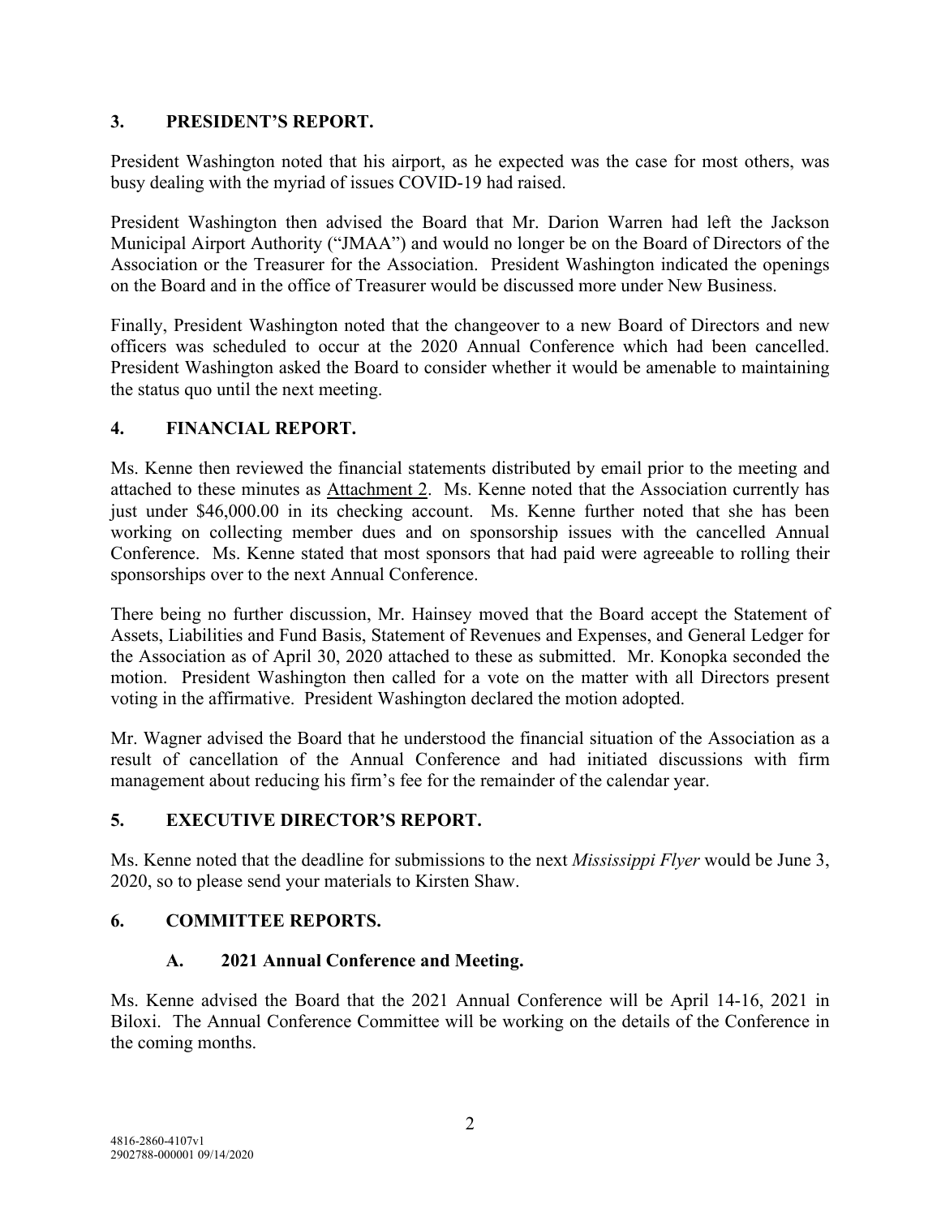## 3. PRESIDENT'S REPORT.

President Washington noted that his airport, as he expected was the case for most others, was busy dealing with the myriad of issues COVID-19 had raised.

President Washington then advised the Board that Mr. Darion Warren had left the Jackson Municipal Airport Authority ("JMAA") and would no longer be on the Board of Directors of the Association or the Treasurer for the Association. President Washington indicated the openings on the Board and in the office of Treasurer would be discussed more under New Business.

Finally, President Washington noted that the changeover to a new Board of Directors and new officers was scheduled to occur at the 2020 Annual Conference which had been cancelled. President Washington asked the Board to consider whether it would be amenable to maintaining the status quo until the next meeting.

## 4. FINANCIAL REPORT.

Ms. Kenne then reviewed the financial statements distributed by email prior to the meeting and attached to these minutes as Attachment 2. Ms. Kenne noted that the Association currently has just under $46,000.00 in its checking account. Ms. Kenne further noted that she has been working on collecting member dues and on sponsorship issues with the cancelled Annual Conference. Ms. Kenne stated that most sponsors that had paid were agreeable to rolling their sponsorships over to the next Annual Conference.

There being no further discussion, Mr. Hainsey moved that the Board accept the Statement of Assets, Liabilities and Fund Basis, Statement of Revenues and Expenses, and General Ledger for the Association as of April 30, 2020 attached to these as submitted. Mr. Konopka seconded the motion. President Washington then called for a vote on the matter with all Directors present voting in the affirmative. President Washington declared the motion adopted.

Mr. Wagner advised the Board that he understood the financial situation of the Association as a result of cancellation of the Annual Conference and had initiated discussions with firm management about reducing his firm's fee for the remainder of the calendar year.

## 5. EXECUTIVE DIRECTOR'S REPORT.

Ms. Kenne noted that the deadline for submissions to the next *Mississippi Flyer* would be June 3, 2020, so to please send your materials to Kirsten Shaw.

## 6. COMMITTEE REPORTS.

### A. 2021 Annual Conference and Meeting.

Ms. Kenne advised the Board that the 2021 Annual Conference will be April 14-16, 2021 in Biloxi. The Annual Conference Committee will be working on the details of the Conference in the coming months.

4816-2860-4107v1
2902788-000001 09/14/2020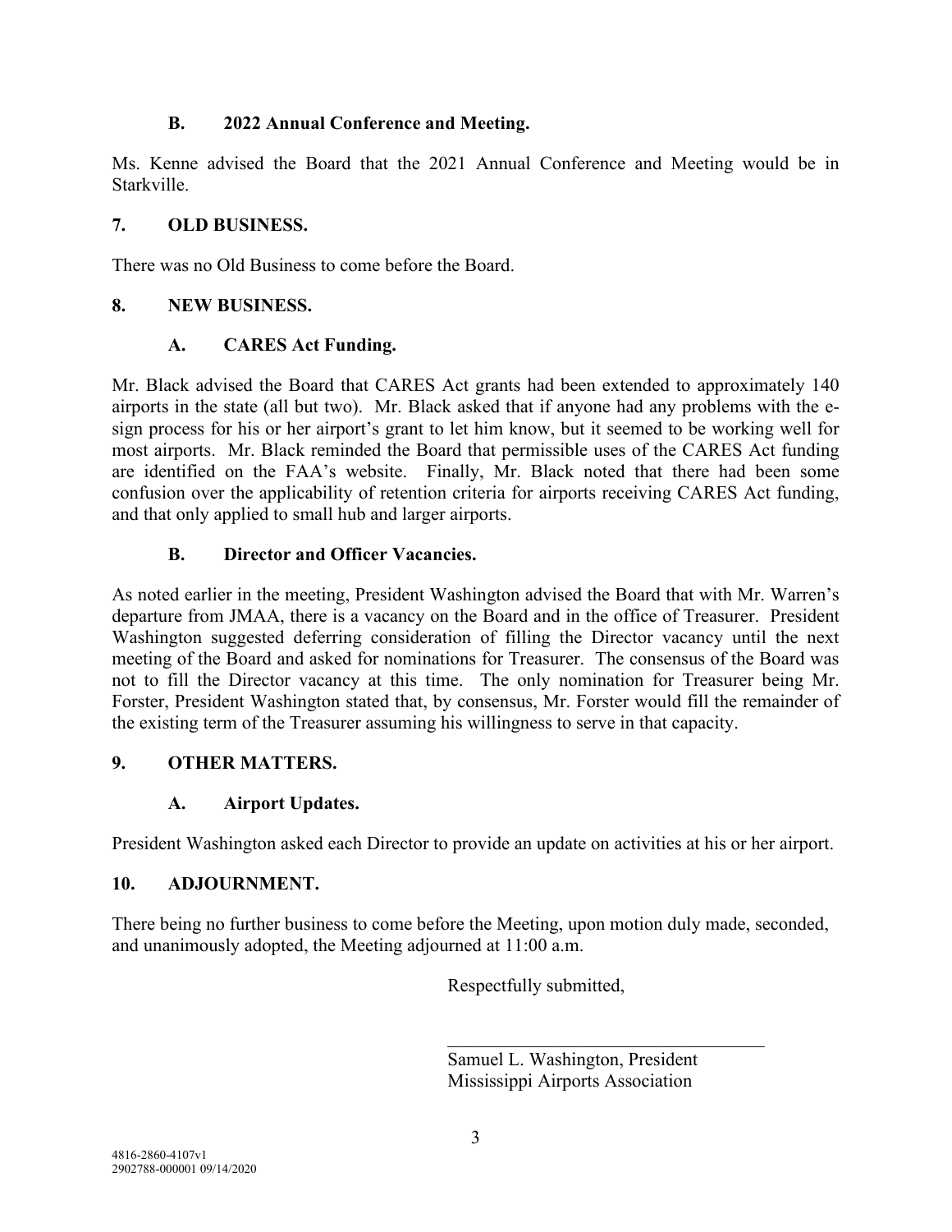### B. 2022 Annual Conference and Meeting.

Ms. Kenne advised the Board that the 2021 Annual Conference and Meeting would be in Starkville.

## 7. OLD BUSINESS.

There was no Old Business to come before the Board.

## 8. NEW BUSINESS.

### A. CARES Act Funding.

Mr. Black advised the Board that CARES Act grants had been extended to approximately 140 airports in the state (all but two). Mr. Black asked that if anyone had any problems with the e-sign process for his or her airport's grant to let him know, but it seemed to be working well for most airports. Mr. Black reminded the Board that permissible uses of the CARES Act funding are identified on the FAA's website. Finally, Mr. Black noted that there had been some confusion over the applicability of retention criteria for airports receiving CARES Act funding, and that only applied to small hub and larger airports.

### B. Director and Officer Vacancies.

As noted earlier in the meeting, President Washington advised the Board that with Mr. Warren's departure from JMAA, there is a vacancy on the Board and in the office of Treasurer. President Washington suggested deferring consideration of filling the Director vacancy until the next meeting of the Board and asked for nominations for Treasurer. The consensus of the Board was not to fill the Director vacancy at this time. The only nomination for Treasurer being Mr. Forster, President Washington stated that, by consensus, Mr. Forster would fill the remainder of the existing term of the Treasurer assuming his willingness to serve in that capacity.

## 9. OTHER MATTERS.

### A. Airport Updates.

President Washington asked each Director to provide an update on activities at his or her airport.

## 10. ADJOURNMENT.

There being no further business to come before the Meeting, upon motion duly made, seconded, and unanimously adopted, the Meeting adjourned at 11:00 a.m.

Respectfully submitted,

\_\_\_\_\_\_\_\_\_\_\_\_\_\_\_\_\_\_\_\_\_\_\_\_\_\_\_\_\_\_\_\_\_\_\_

Samuel L. Washington, President
Mississippi Airports Association

4816-2860-4107v1
2902788-000001 09/14/2020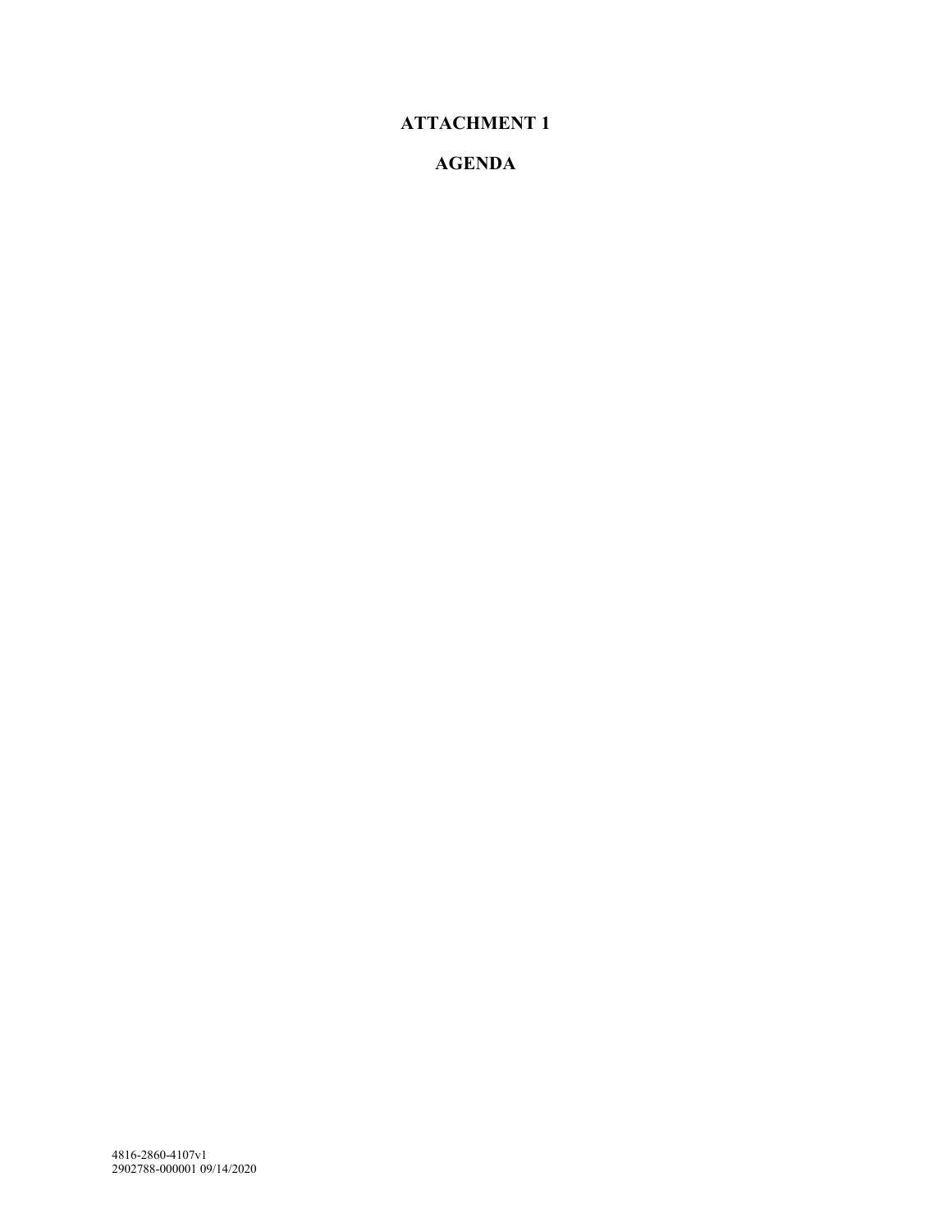# ATTACHMENT 1

# AGENDA

4816-2860-4107v1
2902788-000001 09/14/2020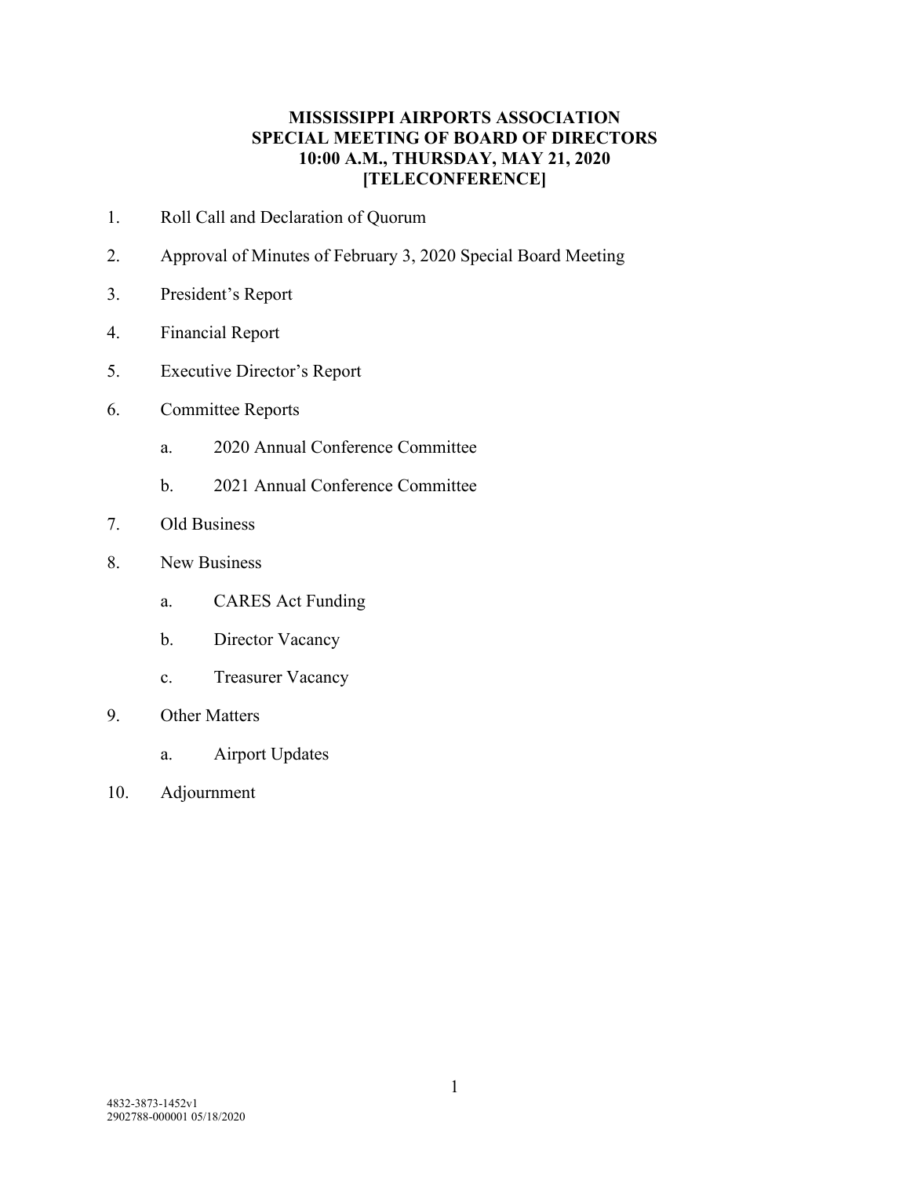**MISSISSIPPI AIRPORTS ASSOCIATION**
**SPECIAL MEETING OF BOARD OF DIRECTORS**
**10:00 A.M., THURSDAY, MAY 21, 2020**
**[TELECONFERENCE]**

1. Roll Call and Declaration of Quorum
2. Approval of Minutes of February 3, 2020 Special Board Meeting
3. President's Report
4. Financial Report
5. Executive Director's Report
6. Committee Reports
   a. 2020 Annual Conference Committee
   b. 2021 Annual Conference Committee
7. Old Business
8. New Business
   a. CARES Act Funding
   b. Director Vacancy
   c. Treasurer Vacancy
9. Other Matters
   a. Airport Updates
10. Adjournment

4832-3873-1452v1
2902788-000001 05/18/2020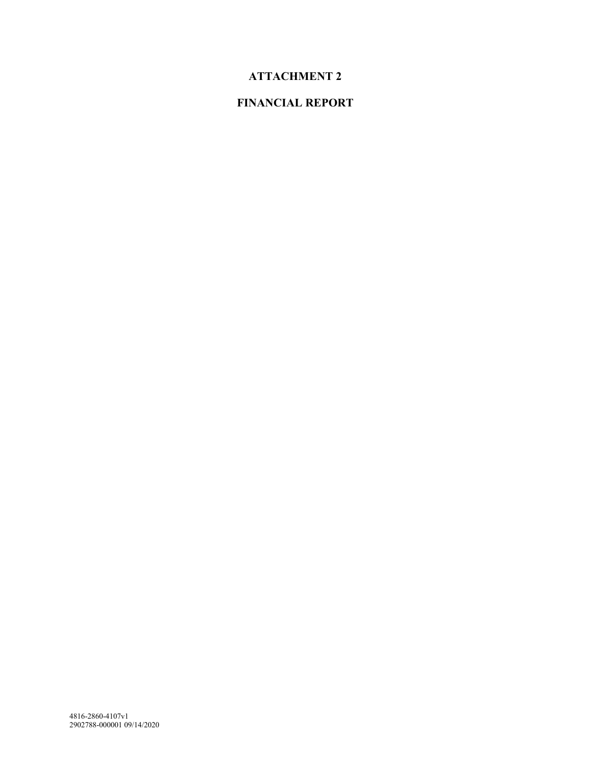# ATTACHMENT 2

# FINANCIAL REPORT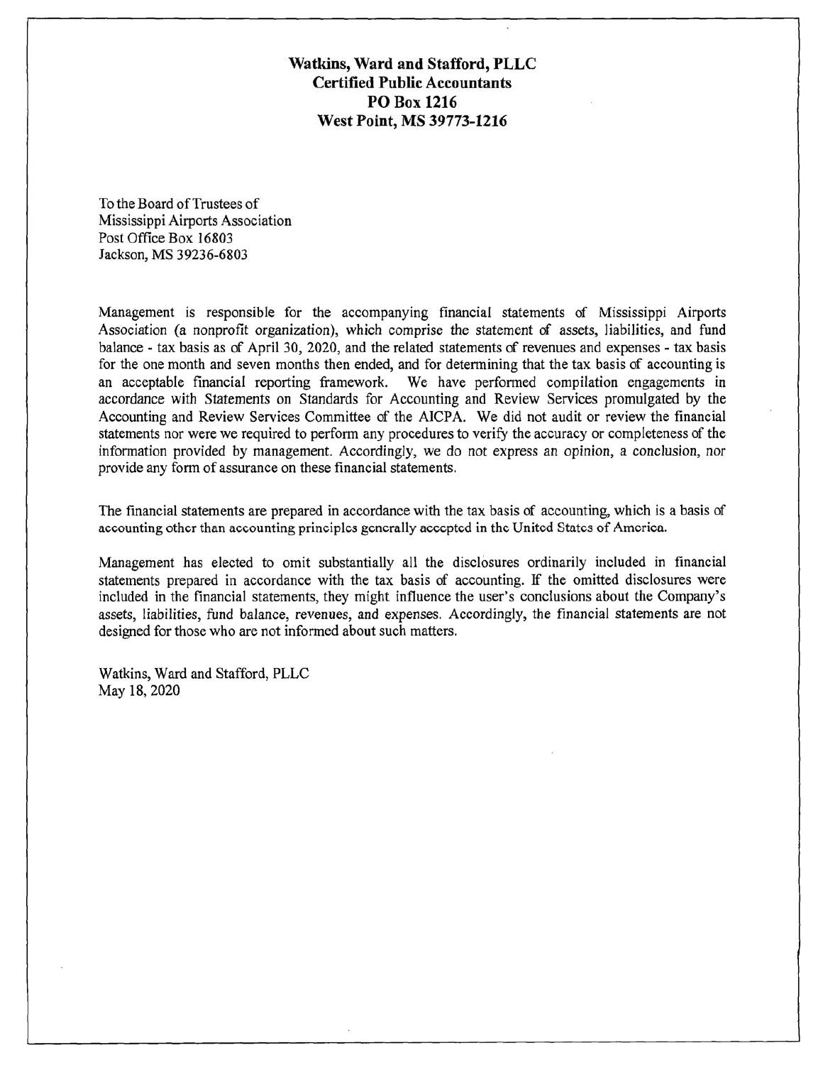**Watkins, Ward and Stafford, PLLC**
**Certified Public Accountants**
**PO Box 1216**
**West Point, MS 39773-1216**

To the Board of Trustees of
Mississippi Airports Association
Post Office Box 16803
Jackson, MS 39236-6803

Management is responsible for the accompanying financial statements of Mississippi Airports Association (a nonprofit organization), which comprise the statement of assets, liabilities, and fund balance - tax basis as of April 30, 2020, and the related statements of revenues and expenses - tax basis for the one month and seven months then ended, and for determining that the tax basis of accounting is an acceptable financial reporting framework. We have performed compilation engagements in accordance with Statements on Standards for Accounting and Review Services promulgated by the Accounting and Review Services Committee of the AICPA. We did not audit or review the financial statements nor were we required to perform any procedures to verify the accuracy or completeness of the information provided by management. Accordingly, we do not express an opinion, a conclusion, nor provide any form of assurance on these financial statements.

The financial statements are prepared in accordance with the tax basis of accounting, which is a basis of accounting other than accounting principles generally accepted in the United States of America.

Management has elected to omit substantially all the disclosures ordinarily included in financial statements prepared in accordance with the tax basis of accounting. If the omitted disclosures were included in the financial statements, they might influence the user's conclusions about the Company's assets, liabilities, fund balance, revenues, and expenses. Accordingly, the financial statements are not designed for those who are not informed about such matters.

Watkins, Ward and Stafford, PLLC
May 18, 2020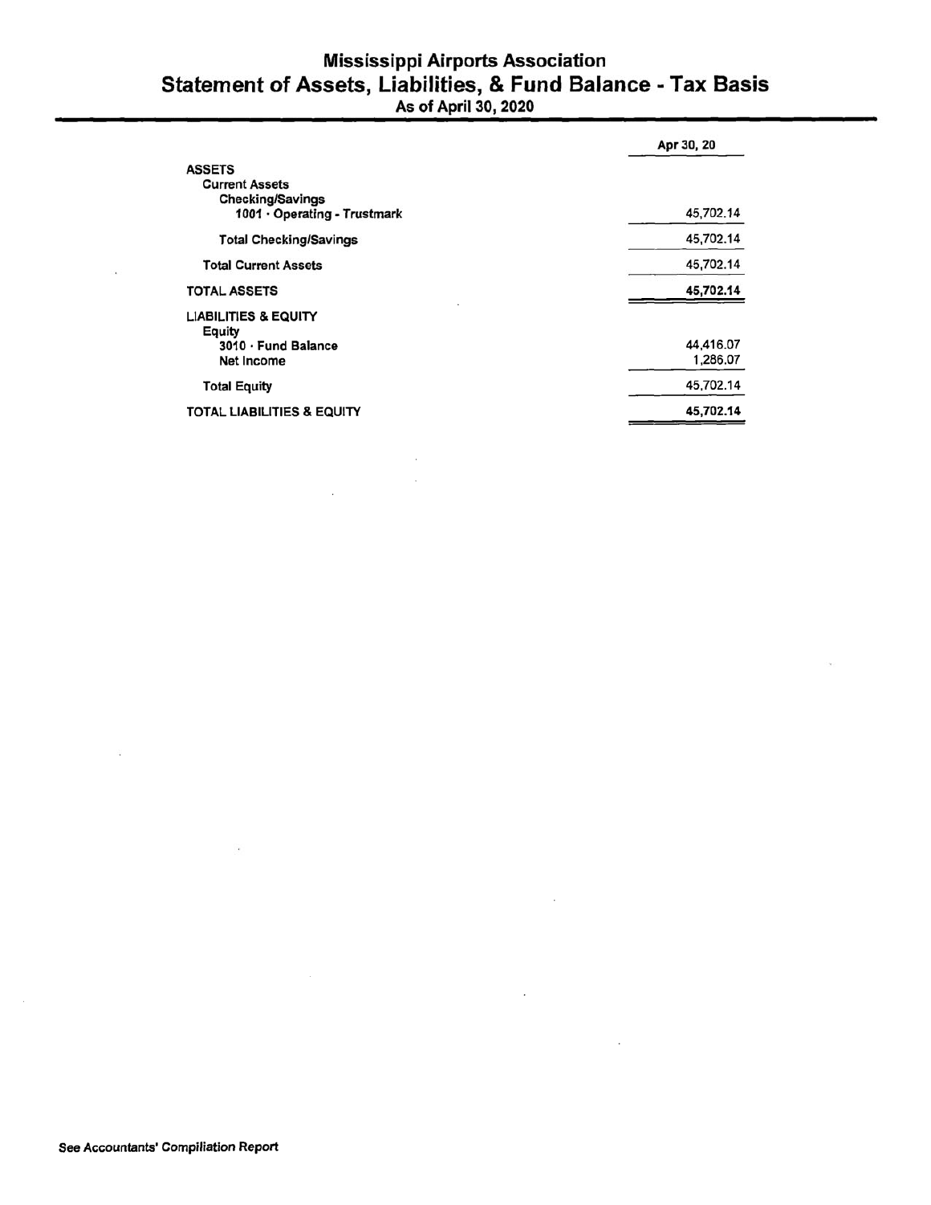# Mississippi Airports Association

## Statement of Assets, Liabilities, & Fund Balance - Tax Basis

As of April 30, 2020

| | Apr 30, 20 |
|---|---|
| **ASSETS** | |
| **Current Assets** | |
| **Checking/Savings** | |
| **1001 · Operating - Trustmark** | 45,702.14 |
| **Total Checking/Savings** | 45,702.14 |
| **Total Current Assets** | 45,702.14 |
| **TOTAL ASSETS** | **45,702.14** |
| **LIABILITIES & EQUITY** | |
| **Equity** | |
| **3010 · Fund Balance** | 44,416.07 |
| Net Income | 1,286.07 |
| **Total Equity** | 45,702.14 |
| **TOTAL LIABILITIES & EQUITY** | **45,702.14** |

**See Accountants' Compilation Report**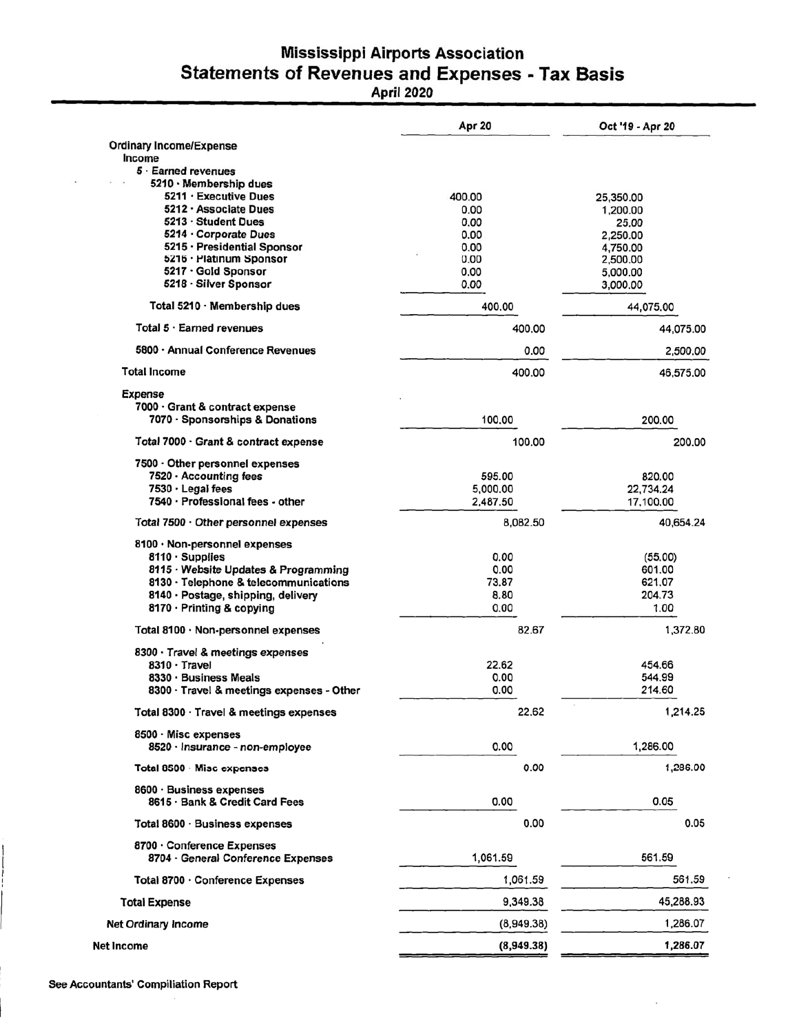# Mississippi Airports Association

## Statements of Revenues and Expenses - Tax Basis

April 2020

| | Apr 20 | | Oct '19 - Apr 20 | |
|---|---|---|---|---|
| Ordinary Income/Expense | | | | |
| Income | | | | |
| 5 · Earned revenues | | | | |
| 5210 · Membership dues | | | | |
| 5211 · Executive Dues | 400.00 | | 25,350.00 | |
| 5212 · Associate Dues | 0.00 | | 1,200.00 | |
| 5213 · Student Dues | 0.00 | | 25.00 | |
| 5214 · Corporate Dues | 0.00 | | 2,250.00 | |
| 5215 · Presidential Sponsor | 0.00 | | 4,750.00 | |
| 5216 · Platinum Sponsor | 0.00 | | 2,500.00 | |
| 5217 · Gold Sponsor | 0.00 | | 5,000.00 | |
| 5218 · Silver Sponsor | 0.00 | | 3,000.00 | |
| Total 5210 · Membership dues | 400.00 | | 44,075.00 | |
| Total 5 · Earned revenues | | 400.00 | | 44,075.00 |
| 5800 · Annual Conference Revenues | | 0.00 | | 2,500.00 |
| Total Income | | 400.00 | | 46,575.00 |
| Expense | | | | |
| 7000 · Grant & contract expense | | | | |
| 7070 · Sponsorships & Donations | 100.00 | | 200.00 | |
| Total 7000 · Grant & contract expense | | 100.00 | | 200.00 |
| 7500 · Other personnel expenses | | | | |
| 7520 · Accounting fees | 595.00 | | 820.00 | |
| 7530 · Legal fees | 5,000.00 | | 22,734.24 | |
| 7540 · Professional fees - other | 2,487.50 | | 17,100.00 | |
| Total 7500 · Other personnel expenses | | 8,082.50 | | 40,654.24 |
| 8100 · Non-personnel expenses | | | | |
| 8110 · Supplies | 0.00 | | (55.00) | |
| 8115 · Website Updates & Programming | 0.00 | | 601.00 | |
| 8130 · Telephone & telecommunications | 73.87 | | 621.07 | |
| 8140 · Postage, shipping, delivery | 8.80 | | 204.73 | |
| 8170 · Printing & copying | 0.00 | | 1.00 | |
| Total 8100 · Non-personnel expenses | | 82.67 | | 1,372.80 |
| 8300 · Travel & meetings expenses | | | | |
| 8310 · Travel | 22.62 | | 454.66 | |
| 8330 · Business Meals | 0.00 | | 544.99 | |
| 8300 · Travel & meetings expenses - Other | 0.00 | | 214.60 | |
| Total 8300 · Travel & meetings expenses | | 22.62 | | 1,214.25 |
| 8500 · Misc expenses | | | | |
| 8520 · Insurance - non-employee | 0.00 | | 1,286.00 | |
| Total 8500 · Misc expenses | | 0.00 | | 1,286.00 |
| 8600 · Business expenses | | | | |
| 8615 · Bank & Credit Card Fees | 0.00 | | 0.05 | |
| Total 8600 · Business expenses | | 0.00 | | 0.05 |
| 8700 · Conference Expenses | | | | |
| 8704 · General Conference Expenses | 1,061.59 | | 561.59 | |
| Total 8700 · Conference Expenses | | 1,061.59 | | 561.59 |
| Total Expense | | 9,349.38 | | 45,288.93 |
| Net Ordinary Income | | (8,949.38) | | 1,286.07 |
| Net Income | | (8,949.38) | | 1,286.07 |

See Accountants' Compilation Report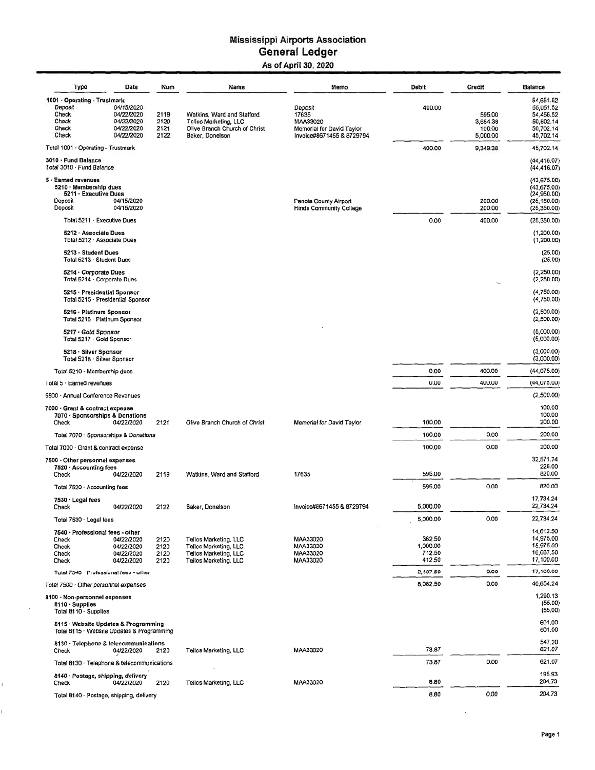# Mississippi Airports Association

## General Ledger

### As of April 30, 2020

| Type | Date | Num | Name | Memo | Debit | Credit | Balance |
|---|---|---|---|---|---|---|---|
| **1001 · Operating - Trustmark** | | | | | | | 54,651.52 |
| Deposit | 04/15/2020 | | | Deposit | 400.00 | | 55,051.52 |
| Check | 04/22/2020 | 2119 | Watkins, Ward and Stafford | 17635 | | 595.00 | 54,456.52 |
| Check | 04/22/2020 | 2120 | Tellos Marketing, LLC | MAA33020 | | 3,654.38 | 50,802.14 |
| Check | 04/22/2020 | 2121 | Olive Branch Church of Christ | Memorial for David Taylor | | 100.00 | 50,702.14 |
| Check | 04/22/2020 | 2122 | Baker, Donelson | Invoice#8671455 & 8729794 | | 5,000.00 | 45,702.14 |
| Total 1001 · Operating - Trustmark | | | | | 400.00 | 9,349.38 | 45,702.14 |
| **3010 · Fund Balance** | | | | | | | (44,416.07) |
| Total 3010 · Fund Balance | | | | | | | (44,416.07) |
| **5 · Earned revenues** | | | | | | | (43,675.00) |
| **5210 · Membership dues** | | | | | | | (43,675.00) |
| **5211 · Executive Dues** | | | | | | | (24,950.00) |
| Deposit | 04/15/2020 | | | Panola County Airport | | 200.00 | (25,150.00) |
| Deposit | 04/15/2020 | | | Hinds Community College | | 200.00 | (25,350.00) |
| Total 5211 · Executive Dues | | | | | 0.00 | 400.00 | (25,350.00) |
| **5212 · Associate Dues** | | | | | | | (1,200.00) |
| Total 5212 · Associate Dues | | | | | | | (1,200.00) |
| **5213 · Student Dues** | | | | | | | (25.00) |
| Total 5213 · Student Dues | | | | | | | (25.00) |
| **5214 · Corporate Dues** | | | | | | | (2,250.00) |
| Total 5214 · Corporate Dues | | | | | | | (2,250.00) |
| **5215 · Presidential Sponsor** | | | | | | | (4,750.00) |
| Total 5215 · Presidential Sponsor | | | | | | | (4,750.00) |
| **5216 · Platinum Sponsor** | | | | | | | (2,500.00) |
| Total 5216 · Platinum Sponsor | | | | | | | (2,500.00) |
| **5217 · Gold Sponsor** | | | | | | | (5,000.00) |
| Total 5217 · Gold Sponsor | | | | | | | (5,000.00) |
| **5218 · Silver Sponsor** | | | | | | | (3,000.00) |
| Total 5218 · Silver Sponsor | | | | | | | (3,000.00) |
| Total 5210 · Membership dues | | | | | 0.00 | 400.00 | (44,075.00) |
| Total 5 · Earned revenues | | | | | 0.00 | 400.00 | (44,075.00) |
| 5800 · Annual Conference Revenues | | | | | | | (2,500.00) |
| **7000 · Grant & contract expense** | | | | | | | 100.00 |
| **7070 · Sponsorships & Donations** | | | | | | | 100.00 |
| Check | 04/22/2020 | 2121 | Olive Branch Church of Christ | Memorial for David Taylor | 100.00 | | 200.00 |
| Total 7070 · Sponsorships & Donations | | | | | 100.00 | 0.00 | 200.00 |
| Total 7000 · Grant & contract expense | | | | | 100.00 | 0.00 | 200.00 |
| **7500 · Other personnel expenses** | | | | | | | 32,571.74 |
| **7520 · Accounting fees** | | | | | | | 225.00 |
| Check | 04/22/2020 | 2119 | Watkins, Ward and Stafford | 17635 | 595.00 | | 820.00 |
| Total 7520 · Accounting fees | | | | | 595.00 | 0.00 | 820.00 |
| **7530 · Legal fees** | | | | | | | 17,734.24 |
| Check | 04/22/2020 | 2122 | Baker, Donelson | Invoice#8671455 & 8729794 | 5,000.00 | | 22,734.24 |
| Total 7530 · Legal fees | | | | | 5,000.00 | 0.00 | 22,734.24 |
| **7540 · Professional fees - other** | | | | | | | 14,612.50 |
| Check | 04/22/2020 | 2120 | Tellos Marketing, LLC | MAA33020 | 362.50 | | 14,975.00 |
| Check | 04/22/2020 | 2120 | Tellos Marketing, LLC | MAA33020 | 1,000.00 | | 15,975.00 |
| Check | 04/22/2020 | 2120 | Tellos Marketing, LLC | MAA33020 | 712.50 | | 16,687.50 |
| Check | 04/22/2020 | 2120 | Tellos Marketing, LLC | MAA33020 | 412.50 | | 17,100.00 |
| Total 7540 · Professional fees - other | | | | | 2,487.50 | 0.00 | 17,100.00 |
| Total 7500 · Other personnel expenses | | | | | 8,082.50 | 0.00 | 40,654.24 |
| **8100 · Non-personnel expenses** | | | | | | | 1,290.13 |
| **8110 · Supplies** | | | | | | | (55.00) |
| Total 8110 · Supplies | | | | | | | (55.00) |
| **8115 · Website Updates & Programming** | | | | | | | 601.00 |
| Total 8115 · Website Updates & Programming | | | | | | | 601.00 |
| **8130 · Telephone & telecommunications** | | | | | | | 547.20 |
| Check | 04/22/2020 | 2120 | Tellos Marketing, LLC | MAA33020 | 73.87 | | 621.07 |
| Total 8130 · Telephone & telecommunications | | | | | 73.87 | 0.00 | 621.07 |
| **8140 · Postage, shipping, delivery** | | | | | | | 195.93 |
| Check | 04/22/2020 | 2120 | Tellos Marketing, LLC | MAA33020 | 8.80 | | 204.73 |
| Total 8140 · Postage, shipping, delivery | | | | | 8.80 | 0.00 | 204.73 |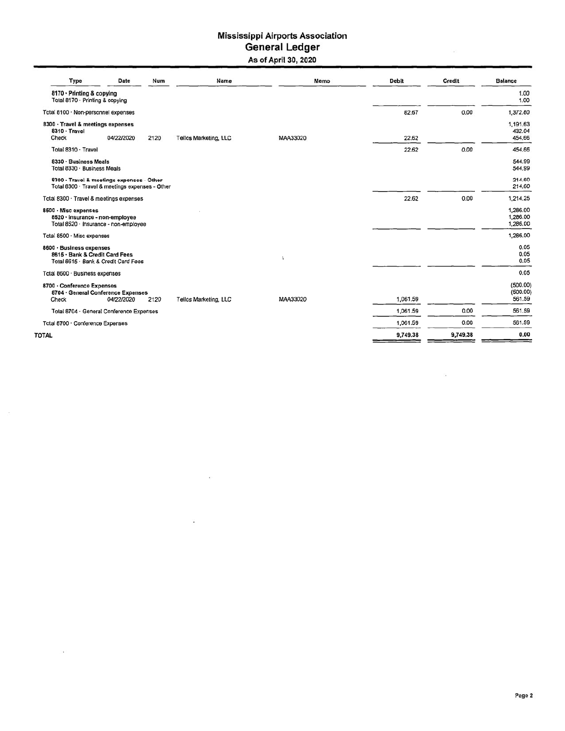# Mississippi Airports Association
## General Ledger
### As of April 30, 2020

| Type | Date | Num | Name | Memo | Debit | Credit | Balance |
|---|---|---|---|---|---|---|---|
| **8170 · Printing & copying** | | | | | | | 1.00 |
| Total 8170 · Printing & copying | | | | | | | 1.00 |
| Total 8100 · Non-personnel expenses | | | | | 82.67 | 0.00 | 1,372.60 |
| **8300 · Travel & meetings expenses** | | | | | | | 1,191.63 |
| **8310 · Travel** | | | | | | | 432.04 |
| Check | 04/22/2020 | 2120 | Tellos Marketing, LLC | MAA33020 | 22.62 | | 454.66 |
| Total 8310 · Travel | | | | | 22.62 | 0.00 | 454.66 |
| **8330 · Business Meals** | | | | | | | 544.99 |
| Total 8330 · Business Meals | | | | | | | 544.99 |
| **8300 · Travel & meetings expenses - Other** | | | | | | | 214.60 |
| Total 8300 · Travel & meetings expenses - Other | | | | | | | 214.60 |
| Total 8300 · Travel & meetings expenses | | | | | 22.62 | 0.00 | 1,214.25 |
| **8500 · Misc expenses** | | | | | | | 1,286.00 |
| **8520 · Insurance - non-employee** | | | | | | | 1,286.00 |
| Total 8520 · Insurance - non-employee | | | | | | | 1,286.00 |
| Total 8500 · Misc expenses | | | | | | | 1,286.00 |
| **8600 · Business expenses** | | | | | | | 0.05 |
| **8615 · Bank & Credit Card Fees** | | | | | | | 0.05 |
| Total 8615 · Bank & Credit Card Fees | | | | | | | 0.05 |
| Total 8600 · Business expenses | | | | | | | 0.05 |
| **8700 · Conference Expenses** | | | | | | | (500.00) |
| **8704 · General Conference Expenses** | | | | | | | (500.00) |
| Check | 04/22/2020 | 2120 | Tellos Marketing, LLC | MAA33020 | 1,061.59 | | 561.59 |
| Total 8704 · General Conference Expenses | | | | | 1,061.59 | 0.00 | 561.59 |
| Total 8700 · Conference Expenses | | | | | 1,061.59 | 0.00 | 561.59 |
| **TOTAL** | | | | | **9,749.38** | **9,749.38** | **0.00** |